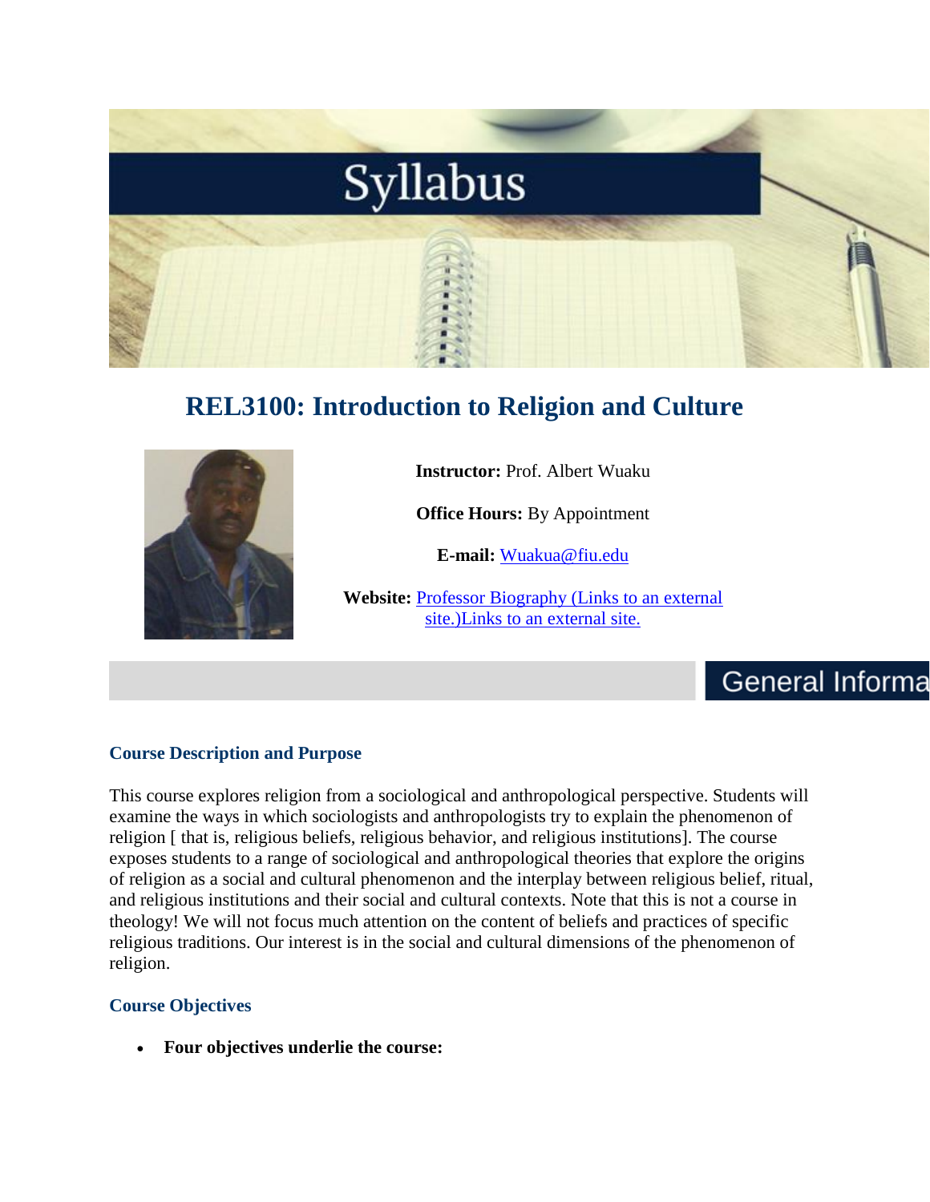Syllabus

# REL3100: Introduction to Religion and Culture

**Instructor:** Prof. Albert Wuaku

**Office Hours:** By Appointment

**E-mail:** Wuakua@fiu.edu

**Website:** Professor Biography (Links to an external site.)Links to an external site.

## General Informa

### Course Description and Purpose

This course explores religion from a sociological and anthropological perspective. Students will examine the ways in which sociologists and anthropologists try to explain the phenomenon of religion [ that is, religious beliefs, religious behavior, and religious institutions]. The course exposes students to a range of sociological and anthropological theories that explore the origins of religion as a social and cultural phenomenon and the interplay between religious belief, ritual, and religious institutions and their social and cultural contexts. Note that this is not a course in theology! We will not focus much attention on the content of beliefs and practices of specific religious traditions. Our interest is in the social and cultural dimensions of the phenomenon of religion.

### Course Objectives

- **Four objectives underlie the course:**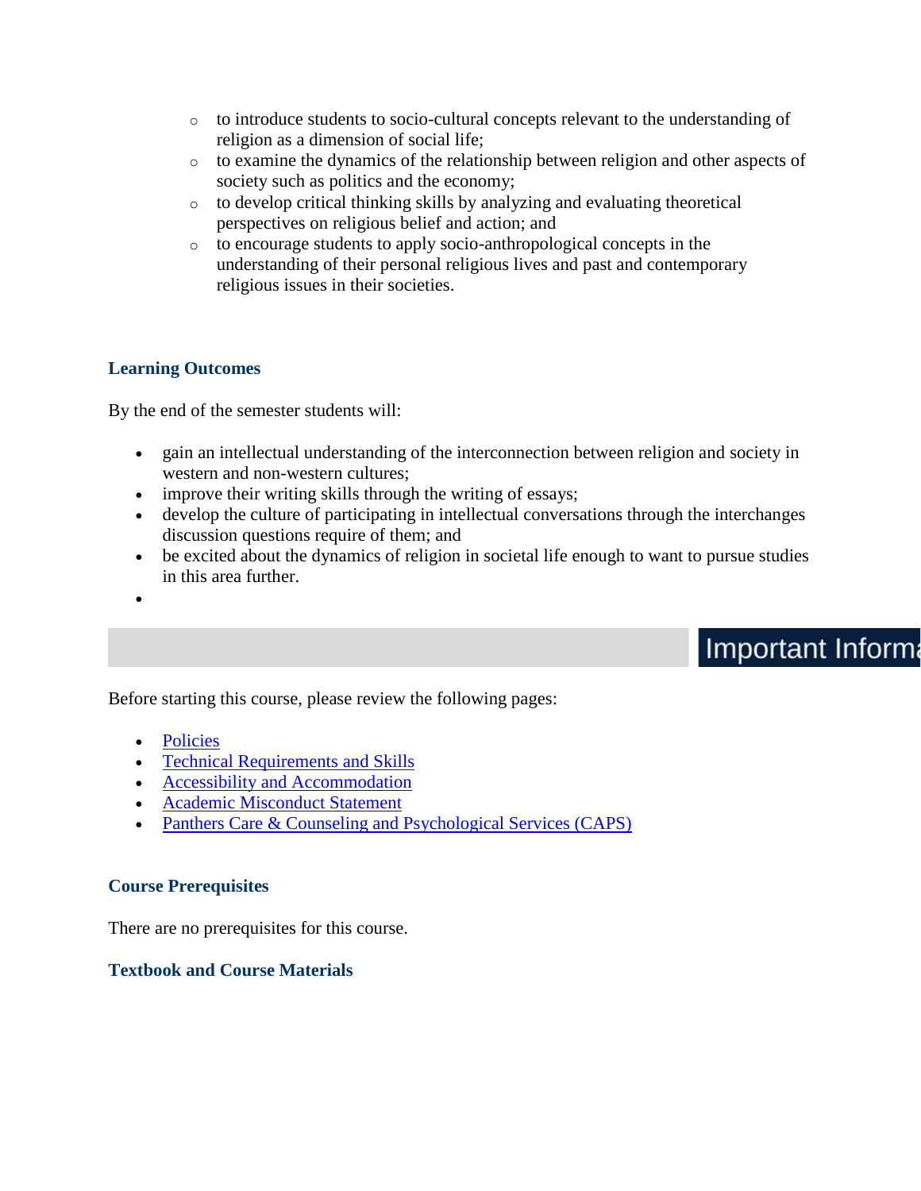- to introduce students to socio-cultural concepts relevant to the understanding of religion as a dimension of social life;
- to examine the dynamics of the relationship between religion and other aspects of society such as politics and the economy;
- to develop critical thinking skills by analyzing and evaluating theoretical perspectives on religious belief and action; and
- to encourage students to apply socio-anthropological concepts in the understanding of their personal religious lives and past and contemporary religious issues in their societies.

### Learning Outcomes

By the end of the semester students will:

- gain an intellectual understanding of the interconnection between religion and society in western and non-western cultures;
- improve their writing skills through the writing of essays;
- develop the culture of participating in intellectual conversations through the interchanges discussion questions require of them; and
- be excited about the dynamics of religion in societal life enough to want to pursue studies in this area further.

## Important Informa

Before starting this course, please review the following pages:

- Policies
- Technical Requirements and Skills
- Accessibility and Accommodation
- Academic Misconduct Statement
- Panthers Care & Counseling and Psychological Services (CAPS)

### Course Prerequisites

There are no prerequisites for this course.

### Textbook and Course Materials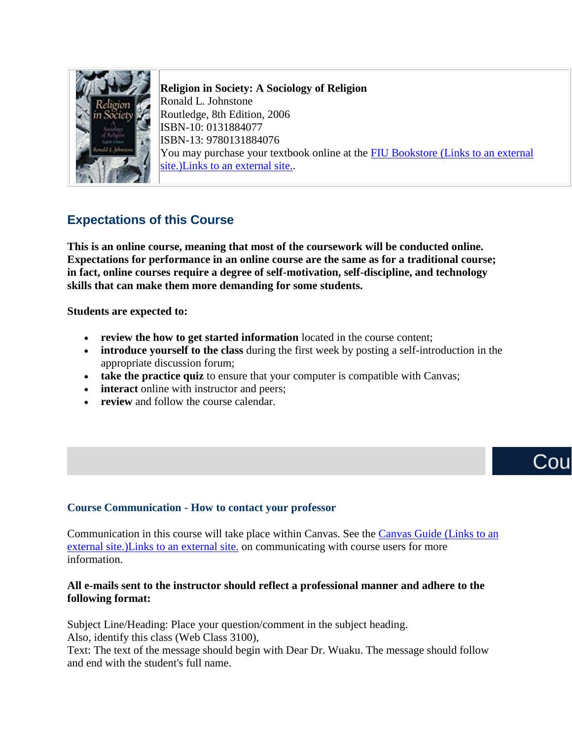**Religion in Society: A Sociology of Religion**
Ronald L. Johnstone
Routledge, 8th Edition, 2006
ISBN-10: 0131884077
ISBN-13: 9780131884076
You may purchase your textbook online at the FIU Bookstore (Links to an external site.)Links to an external site..

## Expectations of this Course

**This is an online course, meaning that most of the coursework will be conducted online. Expectations for performance in an online course are the same as for a traditional course; in fact, online courses require a degree of self-motivation, self-discipline, and technology skills that can make them more demanding for some students.**

**Students are expected to:**

- **review the how to get started information** located in the course content;
- **introduce yourself to the class** during the first week by posting a self-introduction in the appropriate discussion forum;
- **take the practice quiz** to ensure that your computer is compatible with Canvas;
- **interact** online with instructor and peers;
- **review** and follow the course calendar.

Cou

### Course Communication - How to contact your professor

Communication in this course will take place within Canvas. See the Canvas Guide (Links to an external site.)Links to an external site. on communicating with course users for more information.

**All e-mails sent to the instructor should reflect a professional manner and adhere to the following format:**

Subject Line/Heading: Place your question/comment in the subject heading.
Also, identify this class (Web Class 3100),
Text: The text of the message should begin with Dear Dr. Wuaku. The message should follow and end with the student's full name.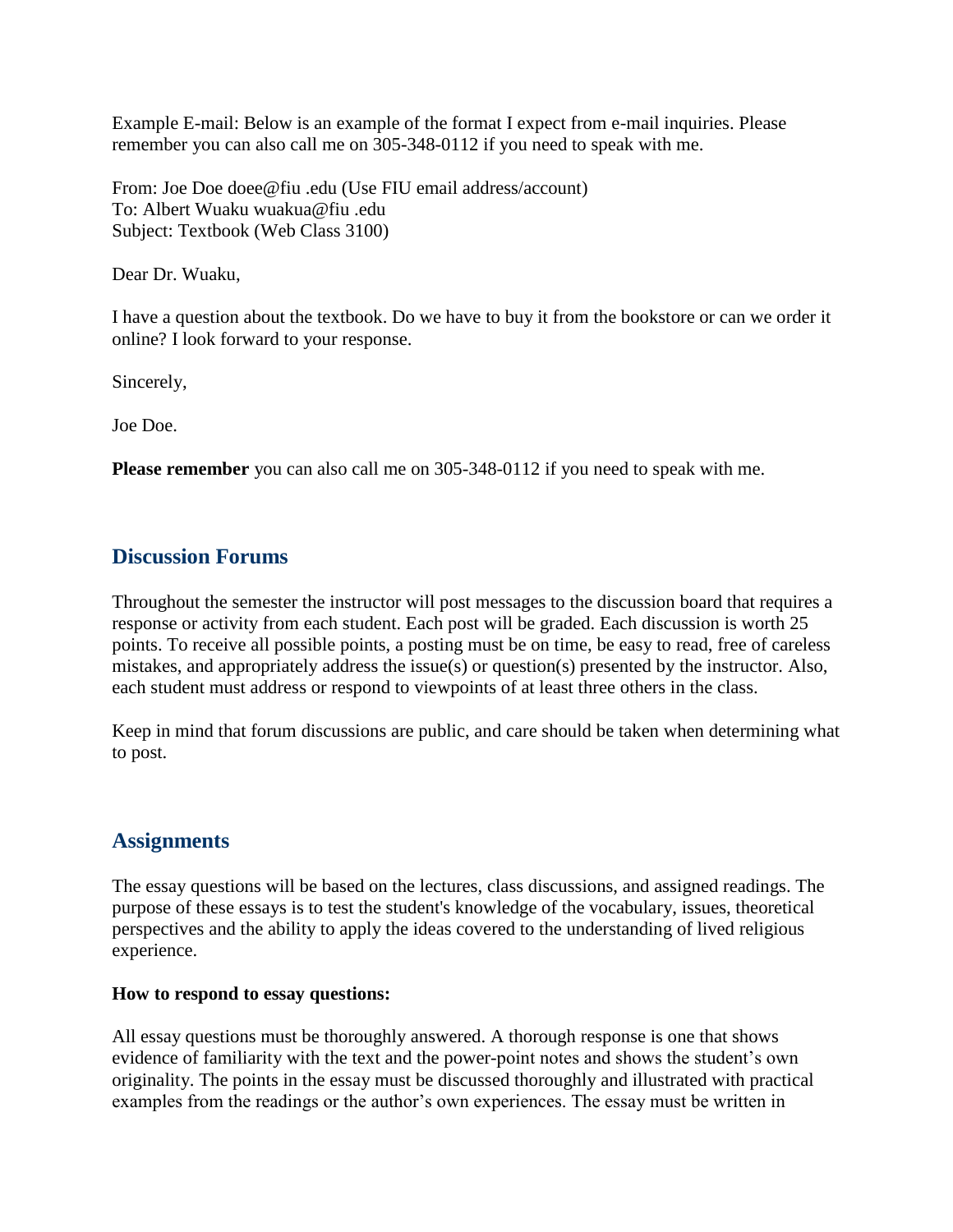Example E-mail: Below is an example of the format I expect from e-mail inquiries. Please remember you can also call me on 305-348-0112 if you need to speak with me.

From: Joe Doe doee@fiu .edu (Use FIU email address/account)
To: Albert Wuaku wuakua@fiu .edu
Subject: Textbook (Web Class 3100)

Dear Dr. Wuaku,

I have a question about the textbook. Do we have to buy it from the bookstore or can we order it online? I look forward to your response.

Sincerely,

Joe Doe.

**Please remember** you can also call me on 305-348-0112 if you need to speak with me.

## Discussion Forums

Throughout the semester the instructor will post messages to the discussion board that requires a response or activity from each student. Each post will be graded. Each discussion is worth 25 points. To receive all possible points, a posting must be on time, be easy to read, free of careless mistakes, and appropriately address the issue(s) or question(s) presented by the instructor. Also, each student must address or respond to viewpoints of at least three others in the class.

Keep in mind that forum discussions are public, and care should be taken when determining what to post.

## Assignments

The essay questions will be based on the lectures, class discussions, and assigned readings. The purpose of these essays is to test the student's knowledge of the vocabulary, issues, theoretical perspectives and the ability to apply the ideas covered to the understanding of lived religious experience.

**How to respond to essay questions:**

All essay questions must be thoroughly answered. A thorough response is one that shows evidence of familiarity with the text and the power-point notes and shows the student's own originality. The points in the essay must be discussed thoroughly and illustrated with practical examples from the readings or the author's own experiences. The essay must be written in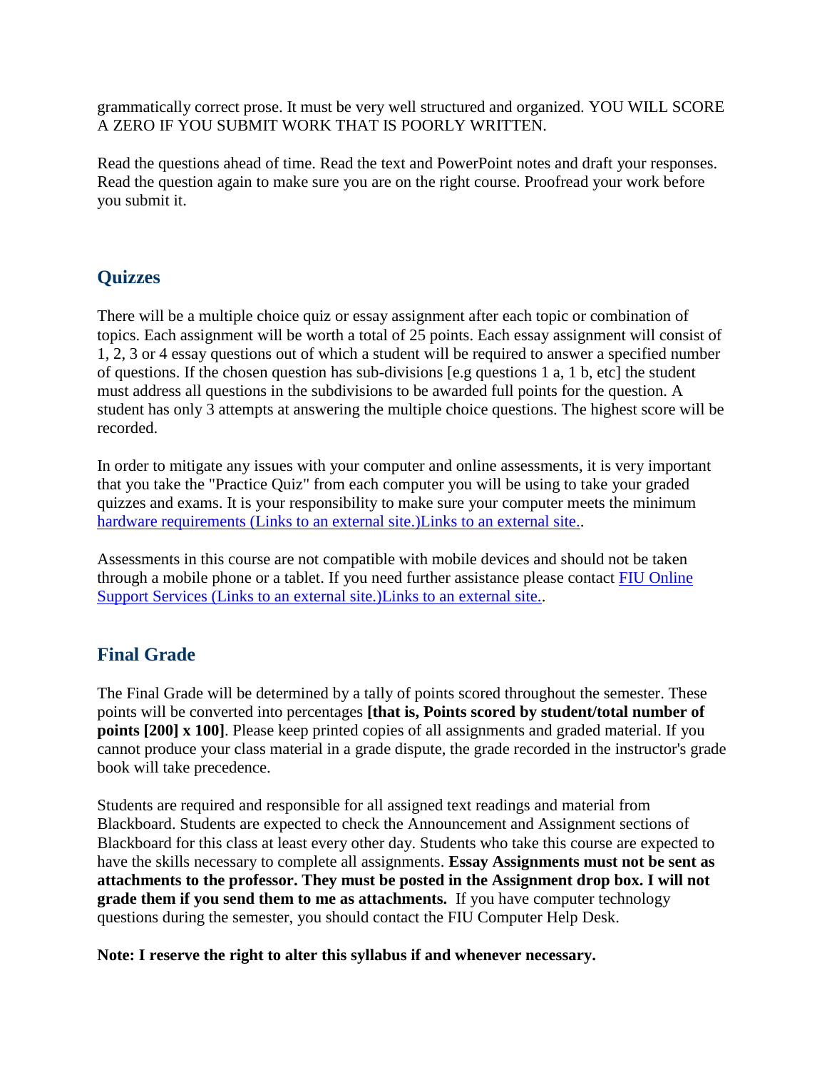grammatically correct prose. It must be very well structured and organized. YOU WILL SCORE A ZERO IF YOU SUBMIT WORK THAT IS POORLY WRITTEN.

Read the questions ahead of time. Read the text and PowerPoint notes and draft your responses. Read the question again to make sure you are on the right course. Proofread your work before you submit it.

## Quizzes

There will be a multiple choice quiz or essay assignment after each topic or combination of topics. Each assignment will be worth a total of 25 points. Each essay assignment will consist of 1, 2, 3 or 4 essay questions out of which a student will be required to answer a specified number of questions. If the chosen question has sub-divisions [e.g questions 1 a, 1 b, etc] the student must address all questions in the subdivisions to be awarded full points for the question. A student has only 3 attempts at answering the multiple choice questions. The highest score will be recorded.

In order to mitigate any issues with your computer and online assessments, it is very important that you take the "Practice Quiz" from each computer you will be using to take your graded quizzes and exams. It is your responsibility to make sure your computer meets the minimum hardware requirements (Links to an external site.)Links to an external site..

Assessments in this course are not compatible with mobile devices and should not be taken through a mobile phone or a tablet. If you need further assistance please contact FIU Online Support Services (Links to an external site.)Links to an external site..

## Final Grade

The Final Grade will be determined by a tally of points scored throughout the semester. These points will be converted into percentages **[that is, Points scored by student/total number of points [200] x 100]**. Please keep printed copies of all assignments and graded material. If you cannot produce your class material in a grade dispute, the grade recorded in the instructor's grade book will take precedence.

Students are required and responsible for all assigned text readings and material from Blackboard. Students are expected to check the Announcement and Assignment sections of Blackboard for this class at least every other day. Students who take this course are expected to have the skills necessary to complete all assignments. **Essay Assignments must not be sent as attachments to the professor. They must be posted in the Assignment drop box. I will not grade them if you send them to me as attachments.** If you have computer technology questions during the semester, you should contact the FIU Computer Help Desk.

**Note: I reserve the right to alter this syllabus if and whenever necessary.**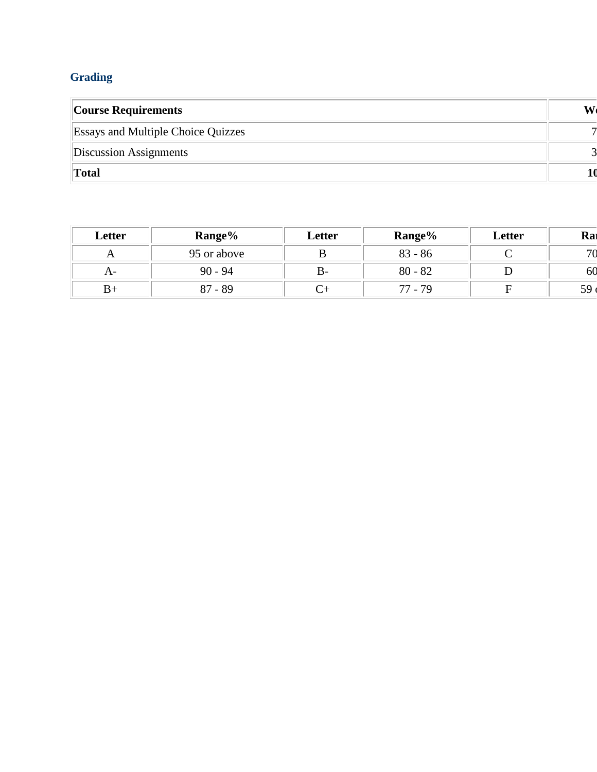### Grading

| Course Requirements | W |
|---|---|
| Essays and Multiple Choice Quizzes | 7 |
| Discussion Assignments | 3 |
| **Total** | **10** |

| Letter | Range% | Letter | Range% | Letter | Ra |
|---|---|---|---|---|---|
| A | 95 or above | B | 83 - 86 | C | 70 |
| A- | 90 - 94 | B- | 80 - 82 | D | 60 |
| B+ | 87 - 89 | C+ | 77 - 79 | F | 59 |